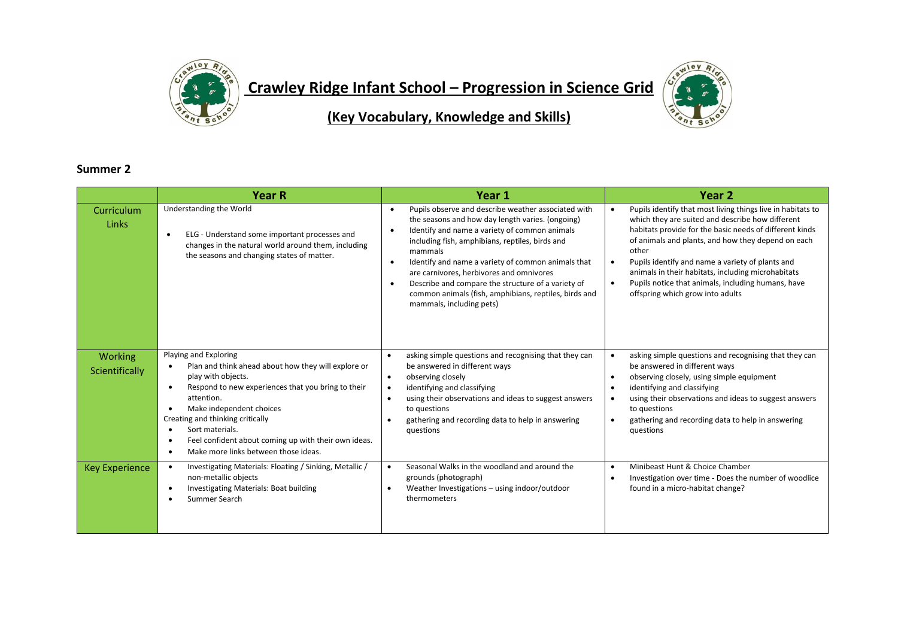# Crawley Ridge Infant School – Progression in Science Grid

## (Key Vocabulary, Knowledge and Skills)

### Summer 2

| | Year R | Year 1 | Year 2 |
|---|---|---|---|
| Curriculum Links | Understanding the World<br>• ELG - Understand some important processes and changes in the natural world around them, including the seasons and changing states of matter. | • Pupils observe and describe weather associated with the seasons and how day length varies. (ongoing)<br>• Identify and name a variety of common animals including fish, amphibians, reptiles, birds and mammals<br>• Identify and name a variety of common animals that are carnivores, herbivores and omnivores<br>• Describe and compare the structure of a variety of common animals (fish, amphibians, reptiles, birds and mammals, including pets) | • Pupils identify that most living things live in habitats to which they are suited and describe how different habitats provide for the basic needs of different kinds of animals and plants, and how they depend on each other<br>• Pupils identify and name a variety of plants and animals in their habitats, including microhabitats<br>• Pupils notice that animals, including humans, have offspring which grow into adults |
| Working Scientifically | Playing and Exploring<br>• Plan and think ahead about how they will explore or play with objects.<br>• Respond to new experiences that you bring to their attention.<br>• Make independent choices<br>Creating and thinking critically<br>• Sort materials.<br>• Feel confident about coming up with their own ideas.<br>• Make more links between those ideas. | • asking simple questions and recognising that they can be answered in different ways<br>• observing closely<br>• identifying and classifying<br>• using their observations and ideas to suggest answers to questions<br>• gathering and recording data to help in answering questions | • asking simple questions and recognising that they can be answered in different ways<br>• observing closely, using simple equipment<br>• identifying and classifying<br>• using their observations and ideas to suggest answers to questions<br>• gathering and recording data to help in answering questions |
| Key Experience | • Investigating Materials: Floating / Sinking, Metallic / non-metallic objects<br>• Investigating Materials: Boat building<br>• Summer Search | • Seasonal Walks in the woodland and around the grounds (photograph)<br>• Weather Investigations – using indoor/outdoor thermometers | • Minibeast Hunt & Choice Chamber<br>• Investigation over time - Does the number of woodlice found in a micro-habitat change? |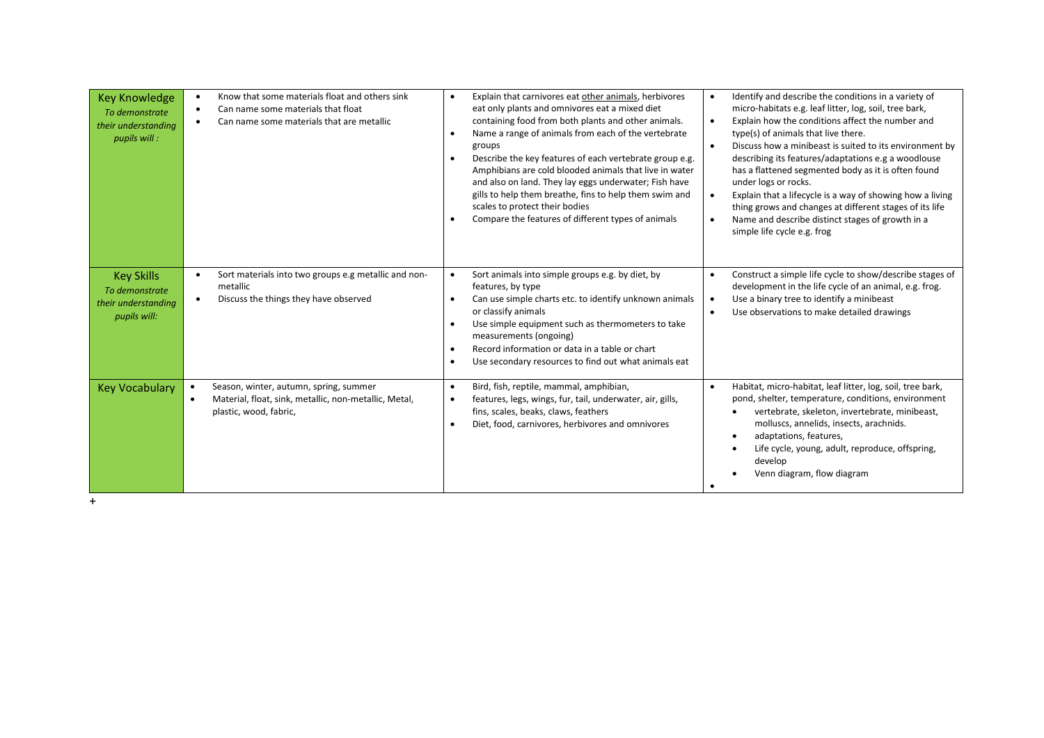| | | | |
|---|---|---|---|
| **Key Knowledge** *To demonstrate their understanding pupils will :* | • Know that some materials float and others sink<br>• Can name some materials that float<br>• Can name some materials that are metallic | • Explain that carnivores eat other animals, herbivores eat only plants and omnivores eat a mixed diet containing food from both plants and other animals.<br>• Name a range of animals from each of the vertebrate groups<br>• Describe the key features of each vertebrate group e.g. Amphibians are cold blooded animals that live in water and also on land. They lay eggs underwater; Fish have gills to help them breathe, fins to help them swim and scales to protect their bodies<br>• Compare the features of different types of animals | • Identify and describe the conditions in a variety of micro-habitats e.g. leaf litter, log, soil, tree bark,<br>• Explain how the conditions affect the number and type(s) of animals that live there.<br>• Discuss how a minibeast is suited to its environment by describing its features/adaptations e.g a woodlouse has a flattened segmented body as it is often found under logs or rocks.<br>• Explain that a lifecycle is a way of showing how a living thing grows and changes at different stages of its life<br>• Name and describe distinct stages of growth in a simple life cycle e.g. frog |
| **Key Skills** *To demonstrate their understanding pupils will:* | • Sort materials into two groups e.g metallic and non-metallic<br>• Discuss the things they have observed | • Sort animals into simple groups e.g. by diet, by features, by type<br>• Can use simple charts etc. to identify unknown animals or classify animals<br>• Use simple equipment such as thermometers to take measurements (ongoing)<br>• Record information or data in a table or chart<br>• Use secondary resources to find out what animals eat | • Construct a simple life cycle to show/describe stages of development in the life cycle of an animal, e.g. frog.<br>• Use a binary tree to identify a minibeast<br>• Use observations to make detailed drawings |
| **Key Vocabulary** | • Season, winter, autumn, spring, summer<br>• Material, float, sink, metallic, non-metallic, Metal, plastic, wood, fabric, | • Bird, fish, reptile, mammal, amphibian,<br>• features, legs, wings, fur, tail, underwater, air, gills, fins, scales, beaks, claws, feathers<br>• Diet, food, carnivores, herbivores and omnivores | • Habitat, micro-habitat, leaf litter, log, soil, tree bark, pond, shelter, temperature, conditions, environment<br>  • vertebrate, skeleton, invertebrate, minibeast, molluscs, annelids, insects, arachnids.<br>  • adaptations, features,<br>  • Life cycle, young, adult, reproduce, offspring, develop<br>  • Venn diagram, flow diagram<br>• |

+